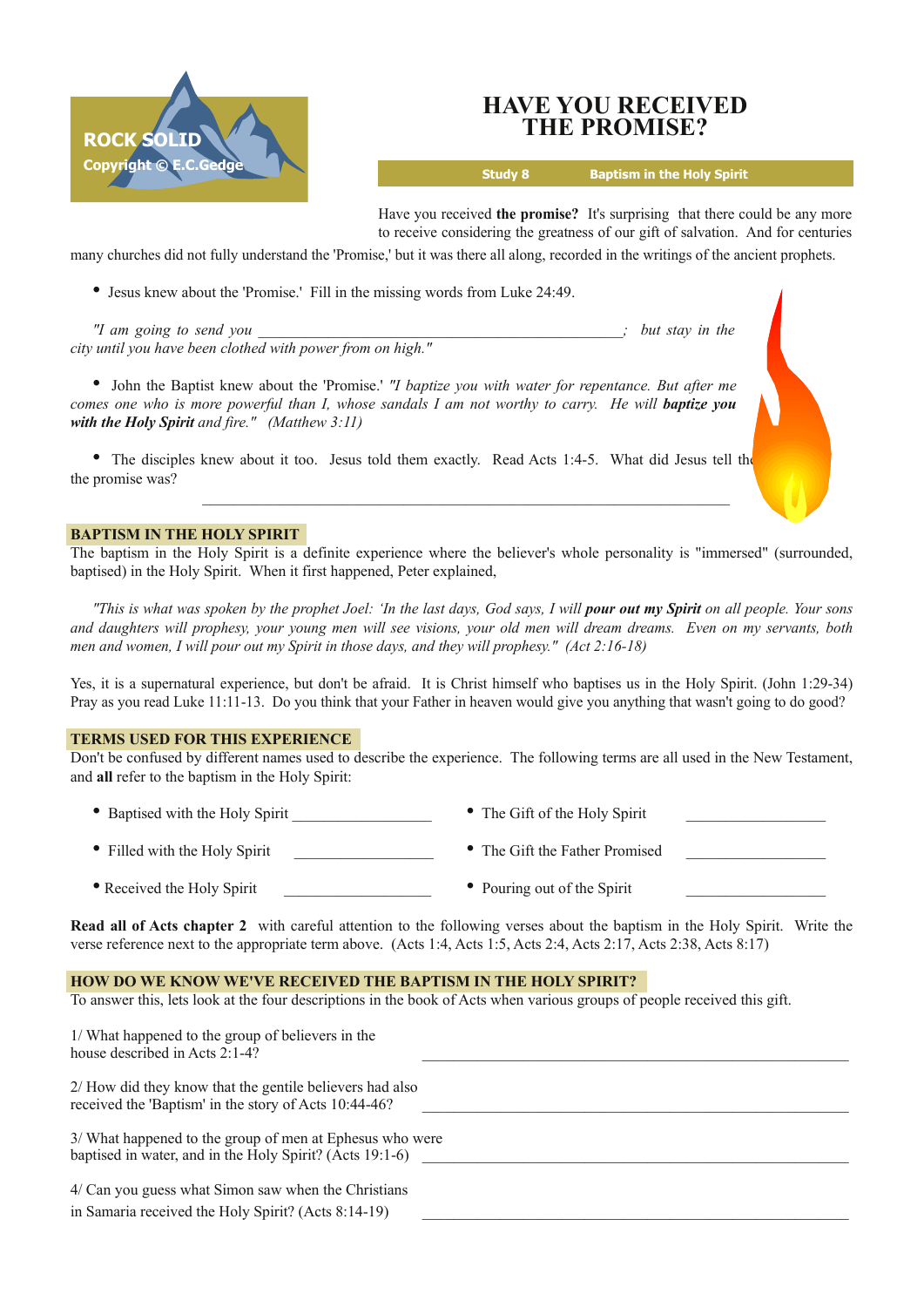ROCK SOLID
Copyright © E.C.Gedge

# HAVE YOU RECEIVED THE PROMISE?

**Study 8** **Baptism in the Holy Spirit**

Have you received **the promise?** It's surprising that there could be any more to receive considering the greatness of our gift of salvation. And for centuries many churches did not fully understand the 'Promise,' but it was there all along, recorded in the writings of the ancient prophets.

- Jesus knew about the 'Promise.' Fill in the missing words from Luke 24:49.

*"I am going to send you \_\_\_\_\_\_\_\_\_\_\_\_\_\_\_\_\_\_\_\_\_\_\_\_\_\_\_\_\_\_\_\_\_\_\_\_\_\_\_\_\_\_; but stay in the city until you have been clothed with power from on high."*

- John the Baptist knew about the 'Promise.' *"I baptize you with water for repentance. But after me comes one who is more powerful than I, whose sandals I am not worthy to carry. He will* ***baptize you with the Holy Spirit*** *and fire." (Matthew 3:11)*

- The disciples knew about it too. Jesus told them exactly. Read Acts 1:4-5. What did Jesus tell the the promise was?

\_\_\_\_\_\_\_\_\_\_\_\_\_\_\_\_\_\_\_\_\_\_\_\_\_\_\_\_\_\_\_\_\_\_\_\_\_\_\_\_\_\_\_\_\_\_\_\_\_\_\_\_\_\_\_\_\_\_\_\_

## BAPTISM IN THE HOLY SPIRIT

The baptism in the Holy Spirit is a definite experience where the believer's whole personality is "immersed" (surrounded, baptised) in the Holy Spirit. When it first happened, Peter explained,

*"This is what was spoken by the prophet Joel: 'In the last days, God says, I will* ***pour out my Spirit*** *on all people. Your sons and daughters will prophesy, your young men will see visions, your old men will dream dreams. Even on my servants, both men and women, I will pour out my Spirit in those days, and they will prophesy." (Act 2:16-18)*

Yes, it is a supernatural experience, but don't be afraid. It is Christ himself who baptises us in the Holy Spirit. (John 1:29-34) Pray as you read Luke 11:11-13. Do you think that your Father in heaven would give you anything that wasn't going to do good?

## TERMS USED FOR THIS EXPERIENCE

Don't be confused by different names used to describe the experience. The following terms are all used in the New Testament, and **all** refer to the baptism in the Holy Spirit:

- Baptised with the Holy Spirit \_\_\_\_\_\_\_\_\_\_\_\_\_\_\_\_
- Filled with the Holy Spirit \_\_\_\_\_\_\_\_\_\_\_\_\_\_\_\_
- Received the Holy Spirit \_\_\_\_\_\_\_\_\_\_\_\_\_\_\_\_
- The Gift of the Holy Spirit \_\_\_\_\_\_\_\_\_\_\_\_\_\_\_\_
- The Gift the Father Promised \_\_\_\_\_\_\_\_\_\_\_\_\_\_\_\_
- Pouring out of the Spirit \_\_\_\_\_\_\_\_\_\_\_\_\_\_\_\_

**Read all of Acts chapter 2** with careful attention to the following verses about the baptism in the Holy Spirit. Write the verse reference next to the appropriate term above. (Acts 1:4, Acts 1:5, Acts 2:4, Acts 2:17, Acts 2:38, Acts 8:17)

## HOW DO WE KNOW WE'VE RECEIVED THE BAPTISM IN THE HOLY SPIRIT?

To answer this, lets look at the four descriptions in the book of Acts when various groups of people received this gift.

1/ What happened to the group of believers in the house described in Acts 2:1-4? \_\_\_\_\_\_\_\_\_\_\_\_\_\_\_\_\_\_\_\_\_\_\_\_\_\_\_\_\_\_\_\_\_\_\_\_\_\_\_\_

2/ How did they know that the gentile believers had also received the 'Baptism' in the story of Acts 10:44-46? \_\_\_\_\_\_\_\_\_\_\_\_\_\_\_\_\_\_\_\_\_\_\_\_\_\_\_\_\_\_\_\_\_\_\_\_\_\_\_\_

3/ What happened to the group of men at Ephesus who were baptised in water, and in the Holy Spirit? (Acts 19:1-6) \_\_\_\_\_\_\_\_\_\_\_\_\_\_\_\_\_\_\_\_\_\_\_\_\_\_\_\_\_\_\_\_\_\_\_\_\_\_\_\_

4/ Can you guess what Simon saw when the Christians in Samaria received the Holy Spirit? (Acts 8:14-19) \_\_\_\_\_\_\_\_\_\_\_\_\_\_\_\_\_\_\_\_\_\_\_\_\_\_\_\_\_\_\_\_\_\_\_\_\_\_\_\_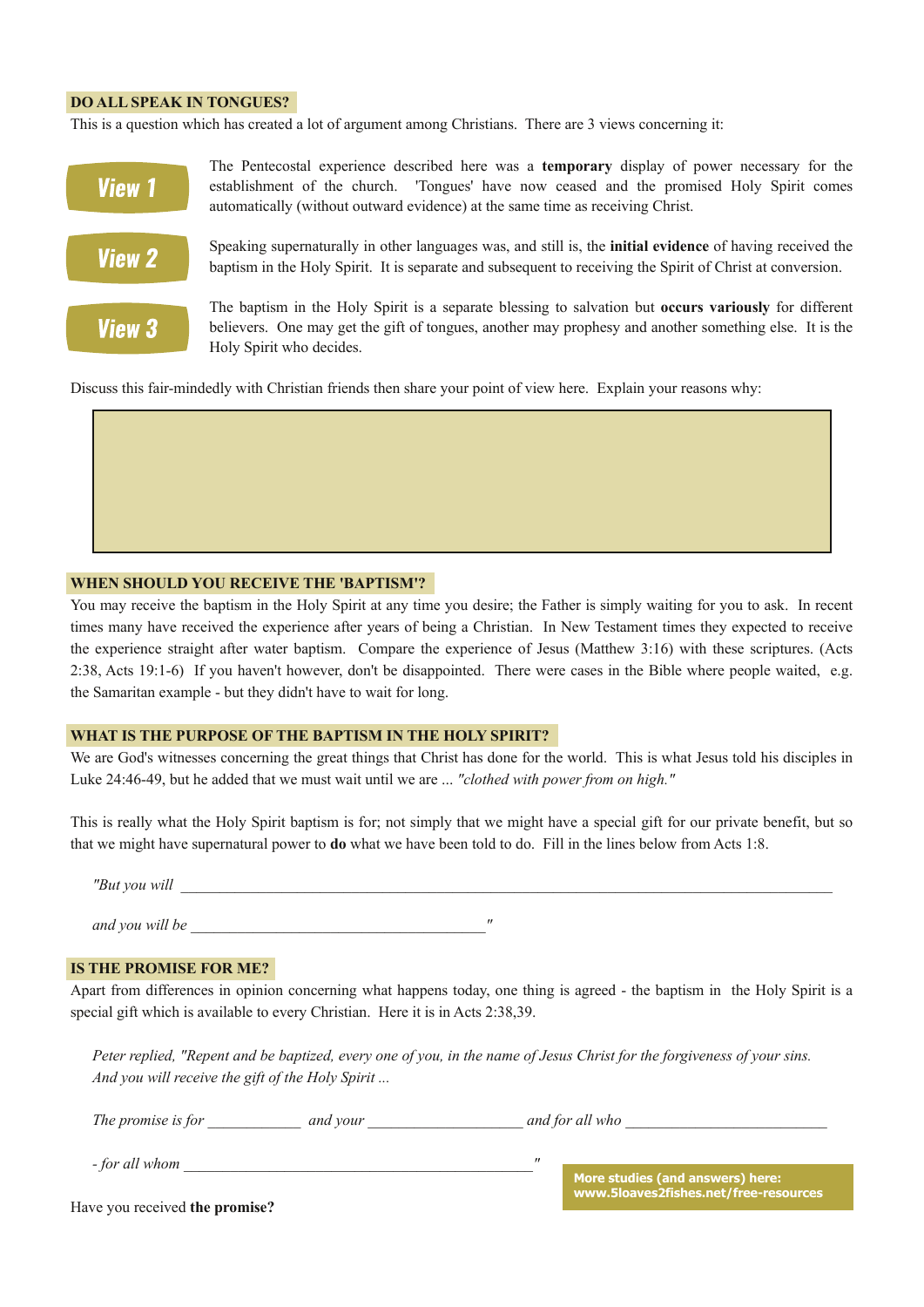## DO ALL SPEAK IN TONGUES?

This is a question which has created a lot of argument among Christians. There are 3 views concerning it:

**View 1** — The Pentecostal experience described here was a **temporary** display of power necessary for the establishment of the church. 'Tongues' have now ceased and the promised Holy Spirit comes automatically (without outward evidence) at the same time as receiving Christ.

**View 2** — Speaking supernaturally in other languages was, and still is, the **initial evidence** of having received the baptism in the Holy Spirit. It is separate and subsequent to receiving the Spirit of Christ at conversion.

**View 3** — The baptism in the Holy Spirit is a separate blessing to salvation but **occurs variously** for different believers. One may get the gift of tongues, another may prophesy and another something else. It is the Holy Spirit who decides.

Discuss this fair-mindedly with Christian friends then share your point of view here. Explain your reasons why:

## WHEN SHOULD YOU RECEIVE THE 'BAPTISM'?

You may receive the baptism in the Holy Spirit at any time you desire; the Father is simply waiting for you to ask. In recent times many have received the experience after years of being a Christian. In New Testament times they expected to receive the experience straight after water baptism. Compare the experience of Jesus (Matthew 3:16) with these scriptures. (Acts 2:38, Acts 19:1-6) If you haven't however, don't be disappointed. There were cases in the Bible where people waited, e.g. the Samaritan example - but they didn't have to wait for long.

## WHAT IS THE PURPOSE OF THE BAPTISM IN THE HOLY SPIRIT?

We are God's witnesses concerning the great things that Christ has done for the world. This is what Jesus told his disciples in Luke 24:46-49, but he added that we must wait until we are ... *"clothed with power from on high."*

This is really what the Holy Spirit baptism is for; not simply that we might have a special gift for our private benefit, but so that we might have supernatural power to **do** what we have been told to do. Fill in the lines below from Acts 1:8.

*"But you will* ____________________________________________

*and you will be* ______________________________*"*

## IS THE PROMISE FOR ME?

Apart from differences in opinion concerning what happens today, one thing is agreed - the baptism in the Holy Spirit is a special gift which is available to every Christian. Here it is in Acts 2:38,39.

*Peter replied, "Repent and be baptized, every one of you, in the name of Jesus Christ for the forgiveness of your sins. And you will receive the gift of the Holy Spirit ...*

*The promise is for* __________ *and your* ________________ *and for all who* ______________________

*- for all whom* ____________________________________*"*

Have you received **the promise?**

**More studies (and answers) here: www.5loaves2fishes.net/free-resources**